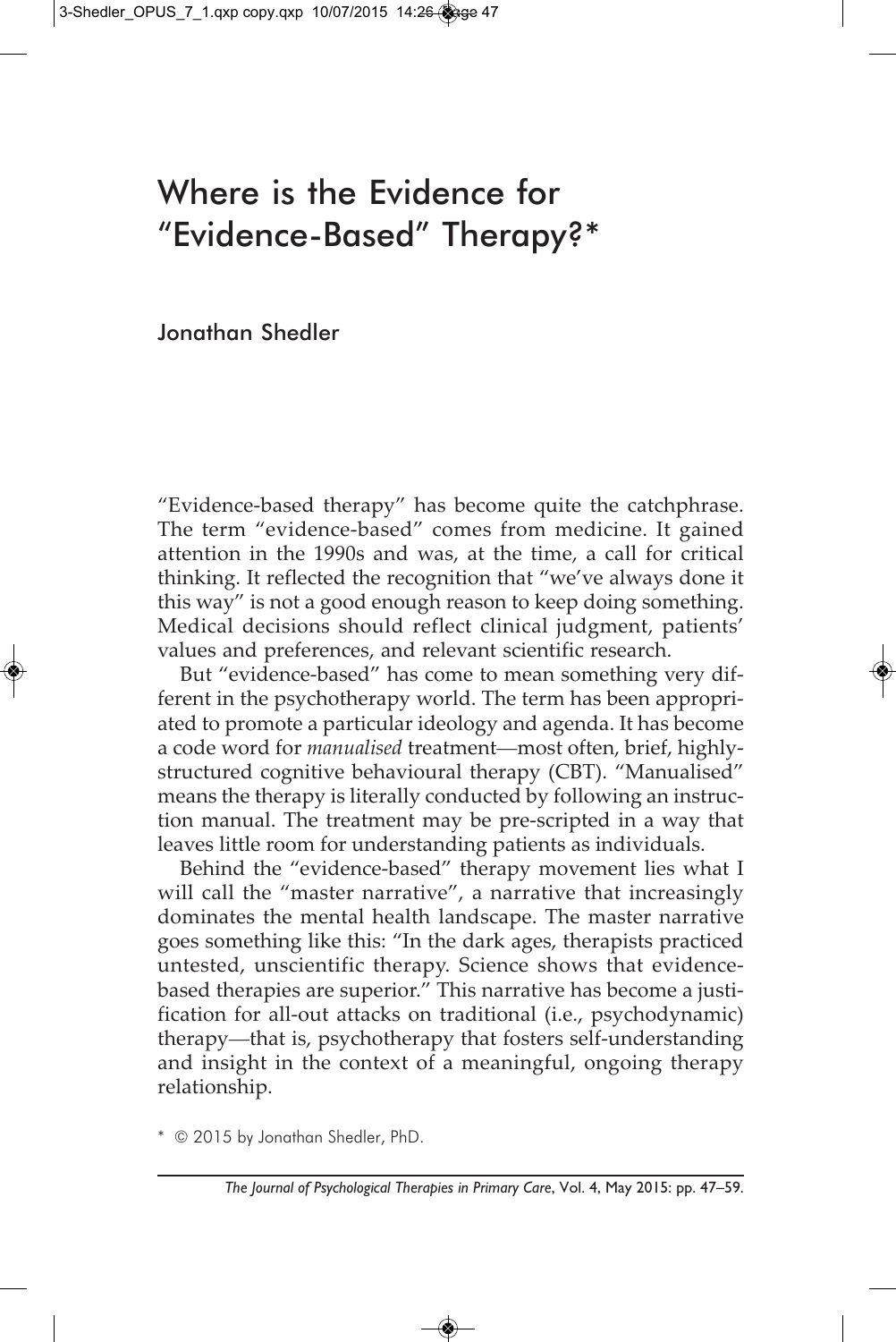# Where is the Evidence for "Evidence-Based" Therapy?*

Jonathan Shedler

"Evidence-based therapy" has become quite the catchphrase. The term "evidence-based" comes from medicine. It gained attention in the 1990s and was, at the time, a call for critical thinking. It reflected the recognition that "we've always done it this way" is not a good enough reason to keep doing something. Medical decisions should reflect clinical judgment, patients' values and preferences, and relevant scientific research.

But "evidence-based" has come to mean something very different in the psychotherapy world. The term has been appropriated to promote a particular ideology and agenda. It has become a code word for *manualised* treatment—most often, brief, highly-structured cognitive behavioural therapy (CBT). "Manualised" means the therapy is literally conducted by following an instruction manual. The treatment may be pre-scripted in a way that leaves little room for understanding patients as individuals.

Behind the "evidence-based" therapy movement lies what I will call the "master narrative", a narrative that increasingly dominates the mental health landscape. The master narrative goes something like this: "In the dark ages, therapists practiced untested, unscientific therapy. Science shows that evidence-based therapies are superior." This narrative has become a justification for all-out attacks on traditional (i.e., psychodynamic) therapy—that is, psychotherapy that fosters self-understanding and insight in the context of a meaningful, ongoing therapy relationship.

\* © 2015 by Jonathan Shedler, PhD.

*The Journal of Psychological Therapies in Primary Care*, Vol. 4, May 2015: pp. 47–59.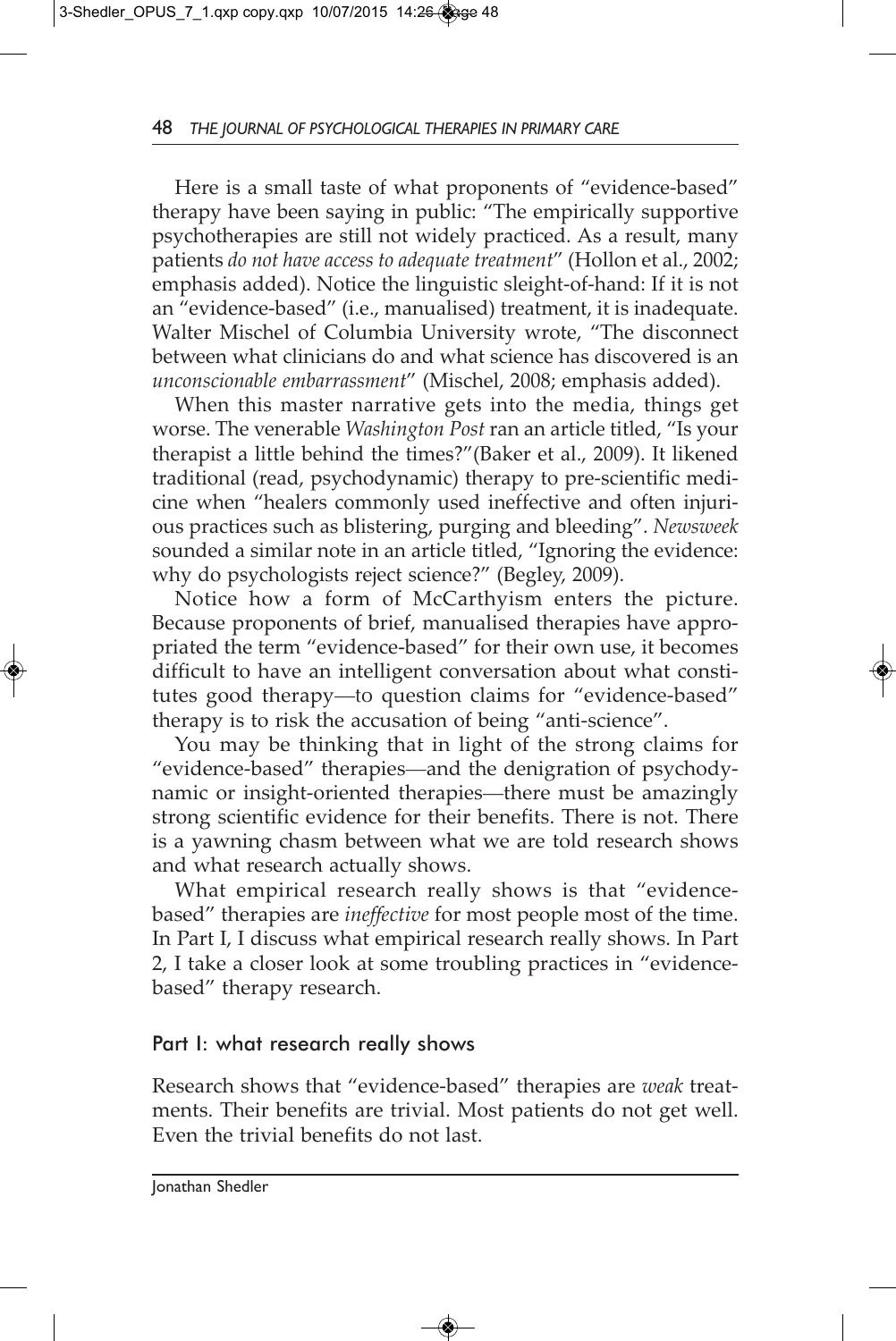Here is a small taste of what proponents of "evidence-based" therapy have been saying in public: "The empirically supportive psychotherapies are still not widely practiced. As a result, many patients *do not have access to adequate treatment*" (Hollon et al., 2002; emphasis added). Notice the linguistic sleight-of-hand: If it is not an "evidence-based" (i.e., manualised) treatment, it is inadequate. Walter Mischel of Columbia University wrote, "The disconnect between what clinicians do and what science has discovered is an *unconscionable embarrassment*" (Mischel, 2008; emphasis added).

When this master narrative gets into the media, things get worse. The venerable *Washington Post* ran an article titled, "Is your therapist a little behind the times?"(Baker et al., 2009). It likened traditional (read, psychodynamic) therapy to pre-scientific medicine when "healers commonly used ineffective and often injurious practices such as blistering, purging and bleeding". *Newsweek* sounded a similar note in an article titled, "Ignoring the evidence: why do psychologists reject science?" (Begley, 2009).

Notice how a form of McCarthyism enters the picture. Because proponents of brief, manualised therapies have appropriated the term "evidence-based" for their own use, it becomes difficult to have an intelligent conversation about what constitutes good therapy—to question claims for "evidence-based" therapy is to risk the accusation of being "anti-science".

You may be thinking that in light of the strong claims for "evidence-based" therapies—and the denigration of psychodynamic or insight-oriented therapies—there must be amazingly strong scientific evidence for their benefits. There is not. There is a yawning chasm between what we are told research shows and what research actually shows.

What empirical research really shows is that "evidence-based" therapies are *ineffective* for most people most of the time. In Part I, I discuss what empirical research really shows. In Part 2, I take a closer look at some troubling practices in "evidence-based" therapy research.

## Part I: what research really shows

Research shows that "evidence-based" therapies are *weak* treatments. Their benefits are trivial. Most patients do not get well. Even the trivial benefits do not last.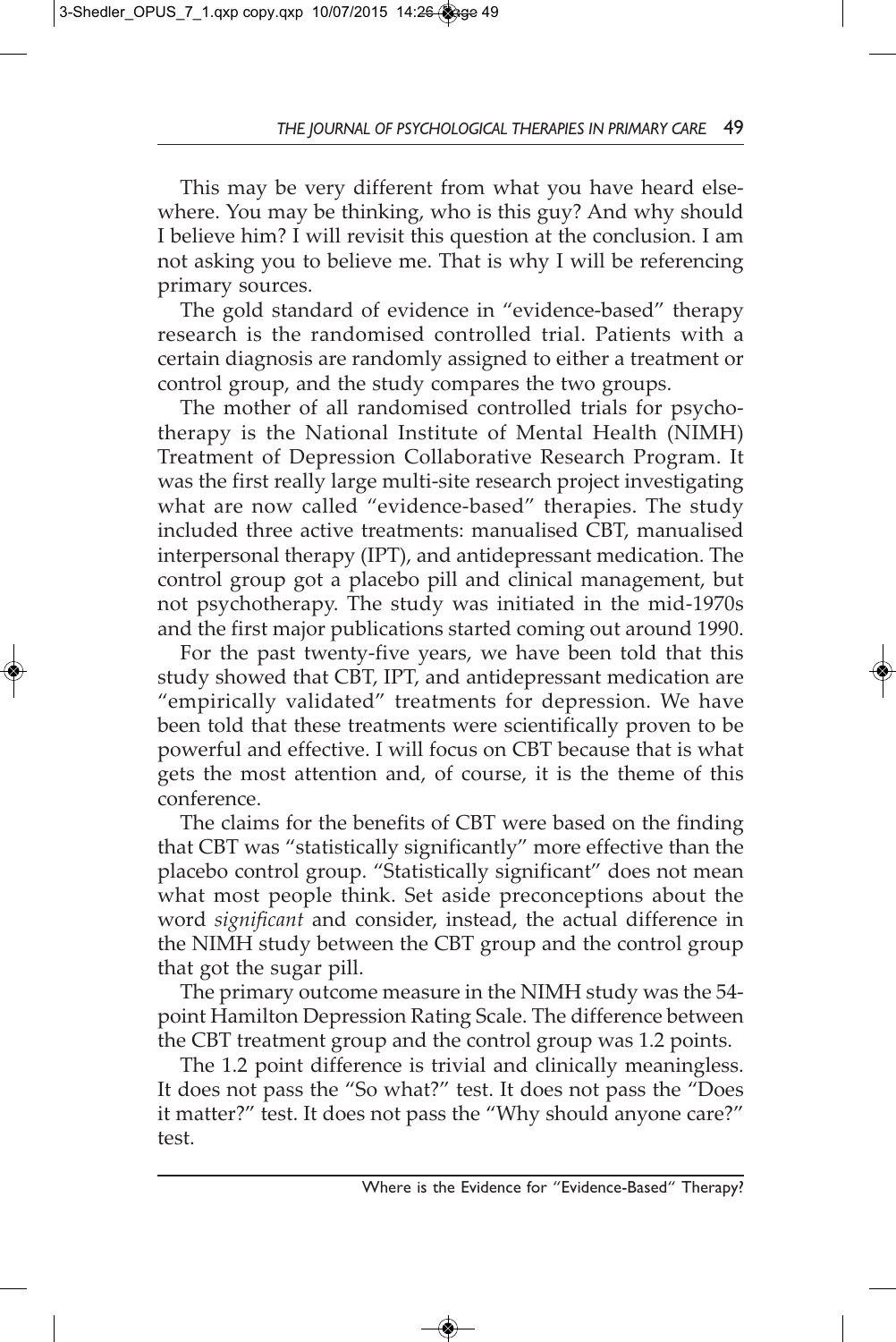This may be very different from what you have heard elsewhere. You may be thinking, who is this guy? And why should I believe him? I will revisit this question at the conclusion. I am not asking you to believe me. That is why I will be referencing primary sources.

The gold standard of evidence in "evidence-based" therapy research is the randomised controlled trial. Patients with a certain diagnosis are randomly assigned to either a treatment or control group, and the study compares the two groups.

The mother of all randomised controlled trials for psychotherapy is the National Institute of Mental Health (NIMH) Treatment of Depression Collaborative Research Program. It was the first really large multi-site research project investigating what are now called "evidence-based" therapies. The study included three active treatments: manualised CBT, manualised interpersonal therapy (IPT), and antidepressant medication. The control group got a placebo pill and clinical management, but not psychotherapy. The study was initiated in the mid-1970s and the first major publications started coming out around 1990.

For the past twenty-five years, we have been told that this study showed that CBT, IPT, and antidepressant medication are "empirically validated" treatments for depression. We have been told that these treatments were scientifically proven to be powerful and effective. I will focus on CBT because that is what gets the most attention and, of course, it is the theme of this conference.

The claims for the benefits of CBT were based on the finding that CBT was "statistically significantly" more effective than the placebo control group. "Statistically significant" does not mean what most people think. Set aside preconceptions about the word *significant* and consider, instead, the actual difference in the NIMH study between the CBT group and the control group that got the sugar pill.

The primary outcome measure in the NIMH study was the 54-point Hamilton Depression Rating Scale. The difference between the CBT treatment group and the control group was 1.2 points.

The 1.2 point difference is trivial and clinically meaningless. It does not pass the "So what?" test. It does not pass the "Does it matter?" test. It does not pass the "Why should anyone care?" test.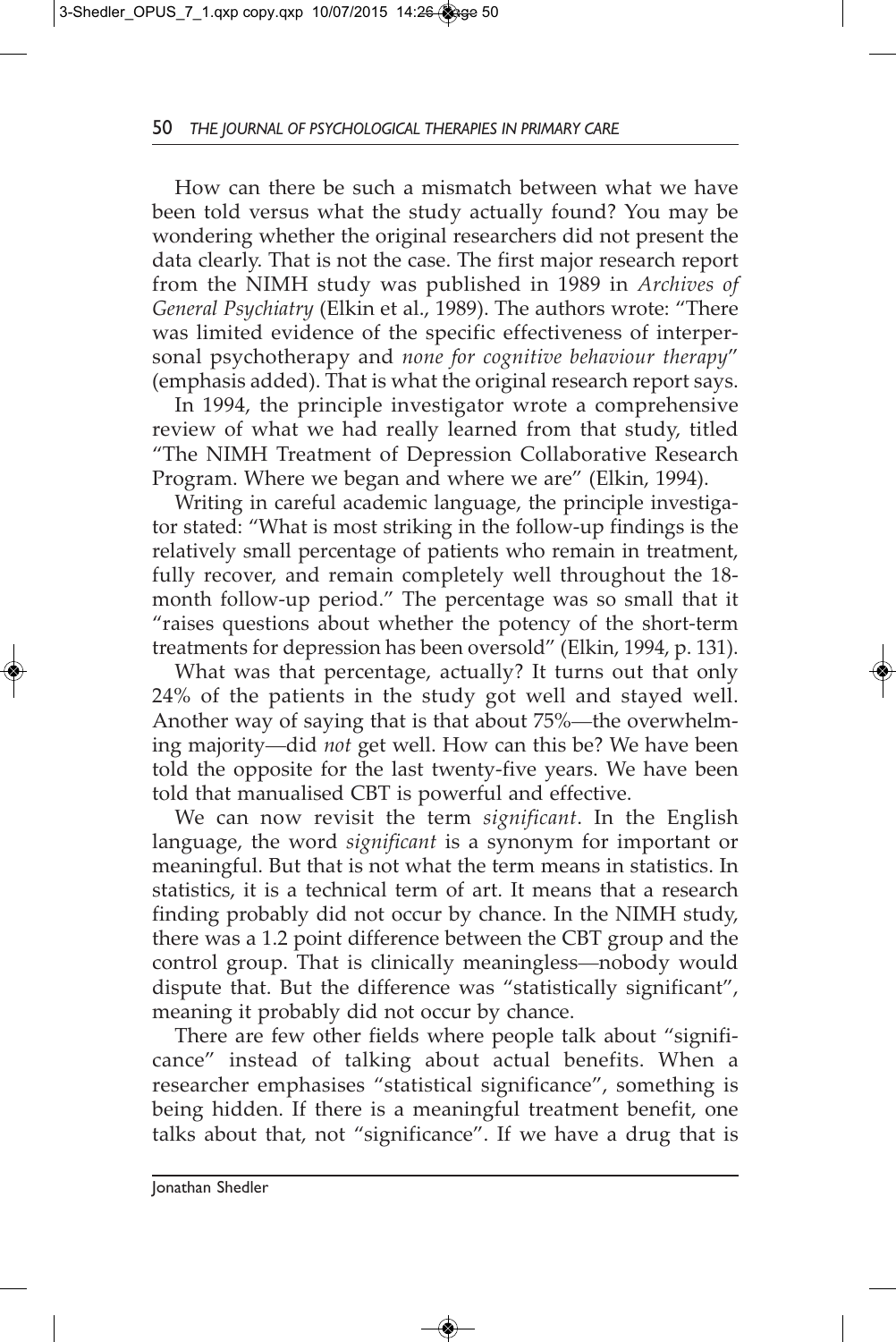How can there be such a mismatch between what we have been told versus what the study actually found? You may be wondering whether the original researchers did not present the data clearly. That is not the case. The first major research report from the NIMH study was published in 1989 in *Archives of General Psychiatry* (Elkin et al., 1989). The authors wrote: "There was limited evidence of the specific effectiveness of interpersonal psychotherapy and *none for cognitive behaviour therapy*" (emphasis added). That is what the original research report says.

In 1994, the principle investigator wrote a comprehensive review of what we had really learned from that study, titled "The NIMH Treatment of Depression Collaborative Research Program. Where we began and where we are" (Elkin, 1994).

Writing in careful academic language, the principle investigator stated: "What is most striking in the follow-up findings is the relatively small percentage of patients who remain in treatment, fully recover, and remain completely well throughout the 18-month follow-up period." The percentage was so small that it "raises questions about whether the potency of the short-term treatments for depression has been oversold" (Elkin, 1994, p. 131).

What was that percentage, actually? It turns out that only 24% of the patients in the study got well and stayed well. Another way of saying that is that about 75%—the overwhelming majority—did *not* get well. How can this be? We have been told the opposite for the last twenty-five years. We have been told that manualised CBT is powerful and effective.

We can now revisit the term *significant*. In the English language, the word *significant* is a synonym for important or meaningful. But that is not what the term means in statistics. In statistics, it is a technical term of art. It means that a research finding probably did not occur by chance. In the NIMH study, there was a 1.2 point difference between the CBT group and the control group. That is clinically meaningless—nobody would dispute that. But the difference was "statistically significant", meaning it probably did not occur by chance.

There are few other fields where people talk about "significance" instead of talking about actual benefits. When a researcher emphasises "statistical significance", something is being hidden. If there is a meaningful treatment benefit, one talks about that, not "significance". If we have a drug that is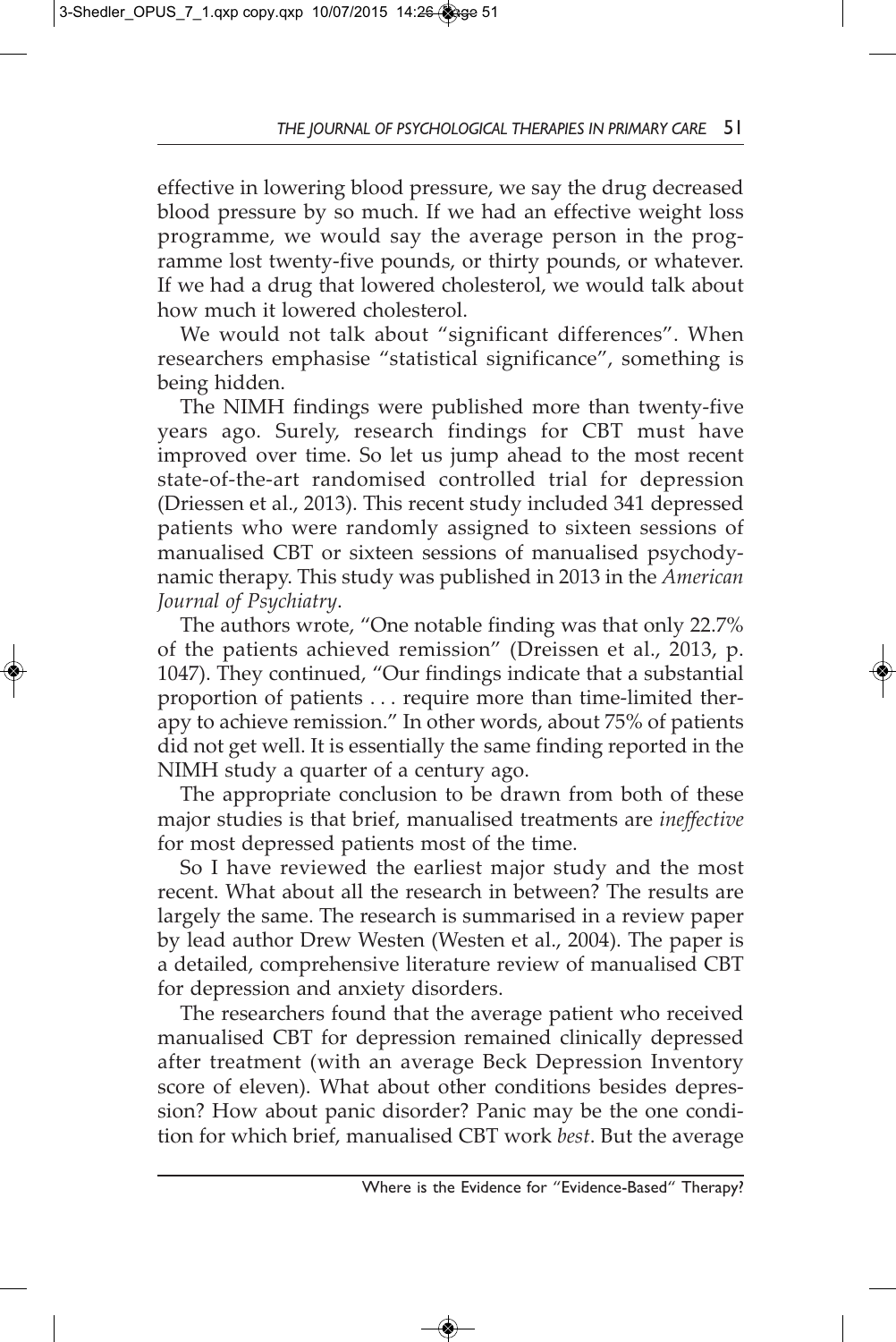effective in lowering blood pressure, we say the drug decreased blood pressure by so much. If we had an effective weight loss programme, we would say the average person in the programme lost twenty-five pounds, or thirty pounds, or whatever. If we had a drug that lowered cholesterol, we would talk about how much it lowered cholesterol.

We would not talk about "significant differences". When researchers emphasise "statistical significance", something is being hidden.

The NIMH findings were published more than twenty-five years ago. Surely, research findings for CBT must have improved over time. So let us jump ahead to the most recent state-of-the-art randomised controlled trial for depression (Driessen et al., 2013). This recent study included 341 depressed patients who were randomly assigned to sixteen sessions of manualised CBT or sixteen sessions of manualised psychodynamic therapy. This study was published in 2013 in the *American Journal of Psychiatry*.

The authors wrote, "One notable finding was that only 22.7% of the patients achieved remission" (Dreissen et al., 2013, p. 1047). They continued, "Our findings indicate that a substantial proportion of patients . . . require more than time-limited therapy to achieve remission." In other words, about 75% of patients did not get well. It is essentially the same finding reported in the NIMH study a quarter of a century ago.

The appropriate conclusion to be drawn from both of these major studies is that brief, manualised treatments are *ineffective* for most depressed patients most of the time.

So I have reviewed the earliest major study and the most recent. What about all the research in between? The results are largely the same. The research is summarised in a review paper by lead author Drew Westen (Westen et al., 2004). The paper is a detailed, comprehensive literature review of manualised CBT for depression and anxiety disorders.

The researchers found that the average patient who received manualised CBT for depression remained clinically depressed after treatment (with an average Beck Depression Inventory score of eleven). What about other conditions besides depression? How about panic disorder? Panic may be the one condition for which brief, manualised CBT work *best*. But the average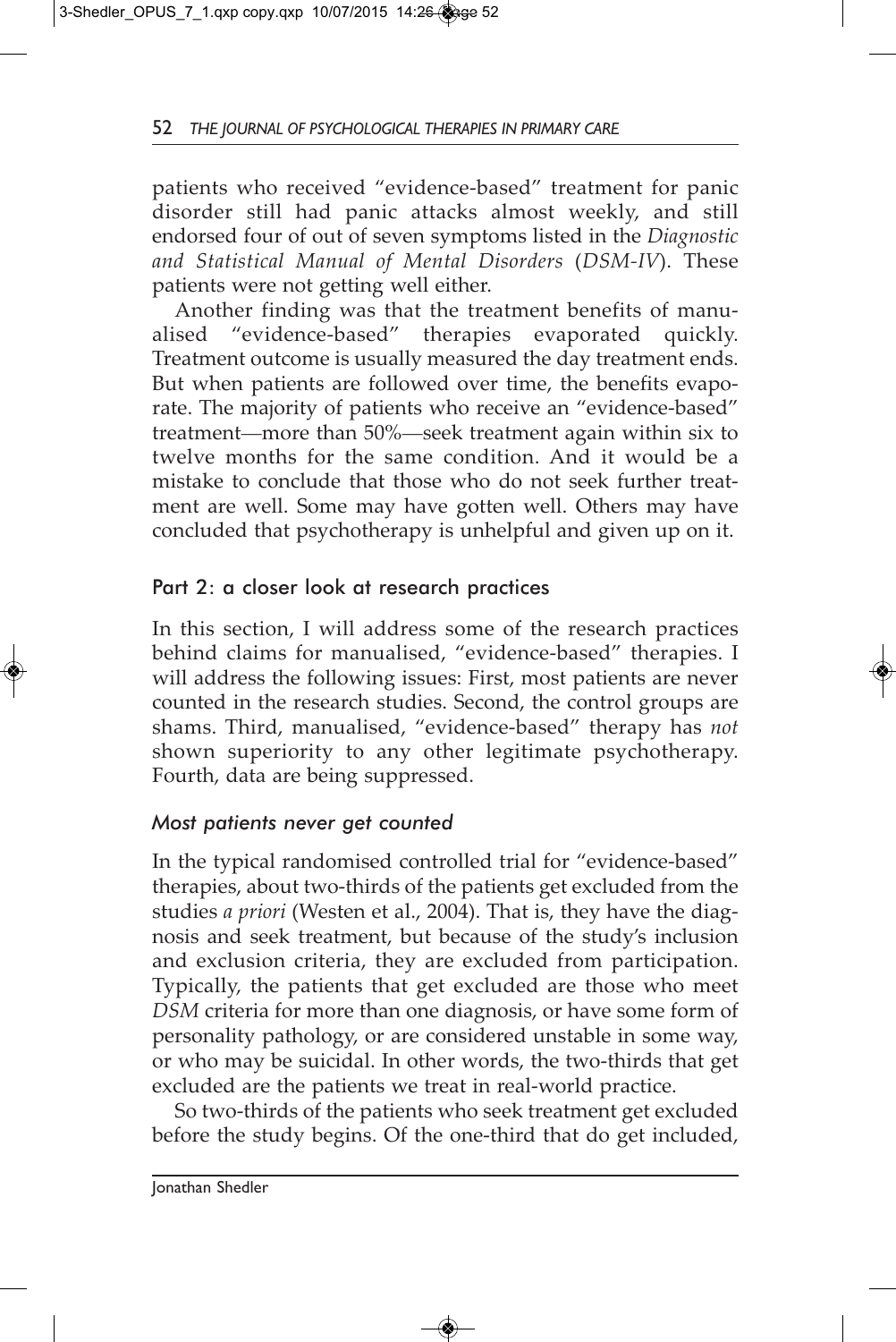patients who received "evidence-based" treatment for panic disorder still had panic attacks almost weekly, and still endorsed four of out of seven symptoms listed in the *Diagnostic and Statistical Manual of Mental Disorders* (*DSM-IV*). These patients were not getting well either.

Another finding was that the treatment benefits of manualised "evidence-based" therapies evaporated quickly. Treatment outcome is usually measured the day treatment ends. But when patients are followed over time, the benefits evaporate. The majority of patients who receive an "evidence-based" treatment—more than 50%—seek treatment again within six to twelve months for the same condition. And it would be a mistake to conclude that those who do not seek further treatment are well. Some may have gotten well. Others may have concluded that psychotherapy is unhelpful and given up on it.

## Part 2: a closer look at research practices

In this section, I will address some of the research practices behind claims for manualised, "evidence-based" therapies. I will address the following issues: First, most patients are never counted in the research studies. Second, the control groups are shams. Third, manualised, "evidence-based" therapy has *not* shown superiority to any other legitimate psychotherapy. Fourth, data are being suppressed.

### *Most patients never get counted*

In the typical randomised controlled trial for "evidence-based" therapies, about two-thirds of the patients get excluded from the studies *a priori* (Westen et al., 2004). That is, they have the diagnosis and seek treatment, but because of the study's inclusion and exclusion criteria, they are excluded from participation. Typically, the patients that get excluded are those who meet *DSM* criteria for more than one diagnosis, or have some form of personality pathology, or are considered unstable in some way, or who may be suicidal. In other words, the two-thirds that get excluded are the patients we treat in real-world practice.

So two-thirds of the patients who seek treatment get excluded before the study begins. Of the one-third that do get included,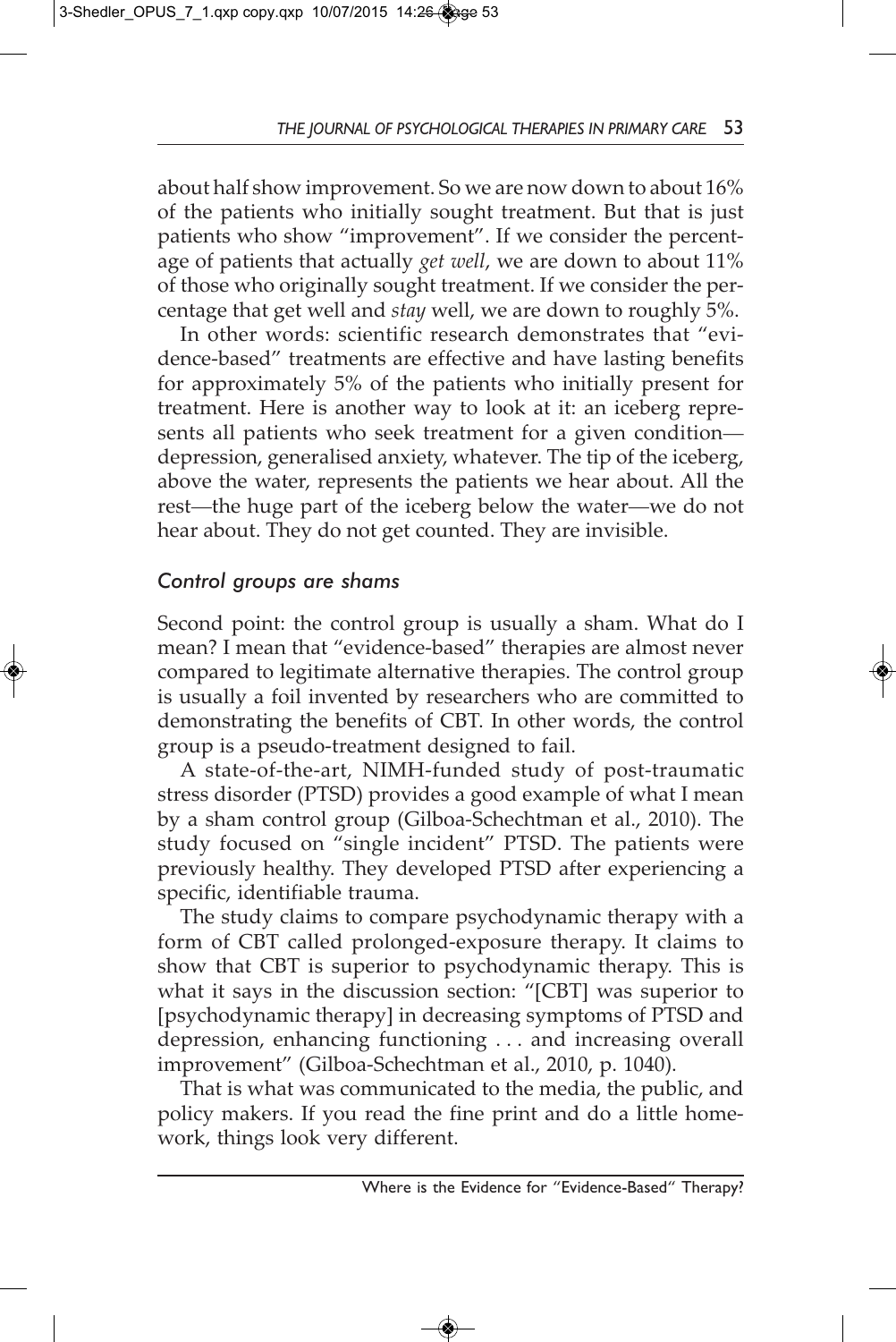about half show improvement. So we are now down to about 16% of the patients who initially sought treatment. But that is just patients who show "improvement". If we consider the percentage of patients that actually *get well*, we are down to about 11% of those who originally sought treatment. If we consider the percentage that get well and *stay* well, we are down to roughly 5%.

In other words: scientific research demonstrates that "evidence-based" treatments are effective and have lasting benefits for approximately 5% of the patients who initially present for treatment. Here is another way to look at it: an iceberg represents all patients who seek treatment for a given condition—depression, generalised anxiety, whatever. The tip of the iceberg, above the water, represents the patients we hear about. All the rest—the huge part of the iceberg below the water—we do not hear about. They do not get counted. They are invisible.

### *Control groups are shams*

Second point: the control group is usually a sham. What do I mean? I mean that "evidence-based" therapies are almost never compared to legitimate alternative therapies. The control group is usually a foil invented by researchers who are committed to demonstrating the benefits of CBT. In other words, the control group is a pseudo-treatment designed to fail.

A state-of-the-art, NIMH-funded study of post-traumatic stress disorder (PTSD) provides a good example of what I mean by a sham control group (Gilboa-Schechtman et al., 2010). The study focused on "single incident" PTSD. The patients were previously healthy. They developed PTSD after experiencing a specific, identifiable trauma.

The study claims to compare psychodynamic therapy with a form of CBT called prolonged-exposure therapy. It claims to show that CBT is superior to psychodynamic therapy. This is what it says in the discussion section: "[CBT] was superior to [psychodynamic therapy] in decreasing symptoms of PTSD and depression, enhancing functioning . . . and increasing overall improvement" (Gilboa-Schechtman et al., 2010, p. 1040).

That is what was communicated to the media, the public, and policy makers. If you read the fine print and do a little homework, things look very different.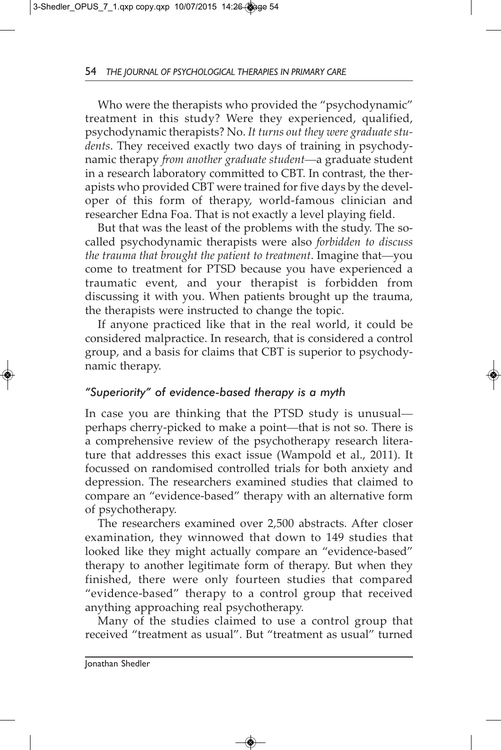Who were the therapists who provided the "psychodynamic" treatment in this study? Were they experienced, qualified, psychodynamic therapists? No. *It turns out they were graduate students*. They received exactly two days of training in psychodynamic therapy *from another graduate student*—a graduate student in a research laboratory committed to CBT. In contrast, the therapists who provided CBT were trained for five days by the developer of this form of therapy, world-famous clinician and researcher Edna Foa. That is not exactly a level playing field.

But that was the least of the problems with the study. The so-called psychodynamic therapists were also *forbidden to discuss the trauma that brought the patient to treatment*. Imagine that—you come to treatment for PTSD because you have experienced a traumatic event, and your therapist is forbidden from discussing it with you. When patients brought up the trauma, the therapists were instructed to change the topic.

If anyone practiced like that in the real world, it could be considered malpractice. In research, that is considered a control group, and a basis for claims that CBT is superior to psychodynamic therapy.

### *"Superiority" of evidence-based therapy is a myth*

In case you are thinking that the PTSD study is unusual—perhaps cherry-picked to make a point—that is not so. There is a comprehensive review of the psychotherapy research literature that addresses this exact issue (Wampold et al., 2011). It focussed on randomised controlled trials for both anxiety and depression. The researchers examined studies that claimed to compare an "evidence-based" therapy with an alternative form of psychotherapy.

The researchers examined over 2,500 abstracts. After closer examination, they winnowed that down to 149 studies that looked like they might actually compare an "evidence-based" therapy to another legitimate form of therapy. But when they finished, there were only fourteen studies that compared "evidence-based" therapy to a control group that received anything approaching real psychotherapy.

Many of the studies claimed to use a control group that received "treatment as usual". But "treatment as usual" turned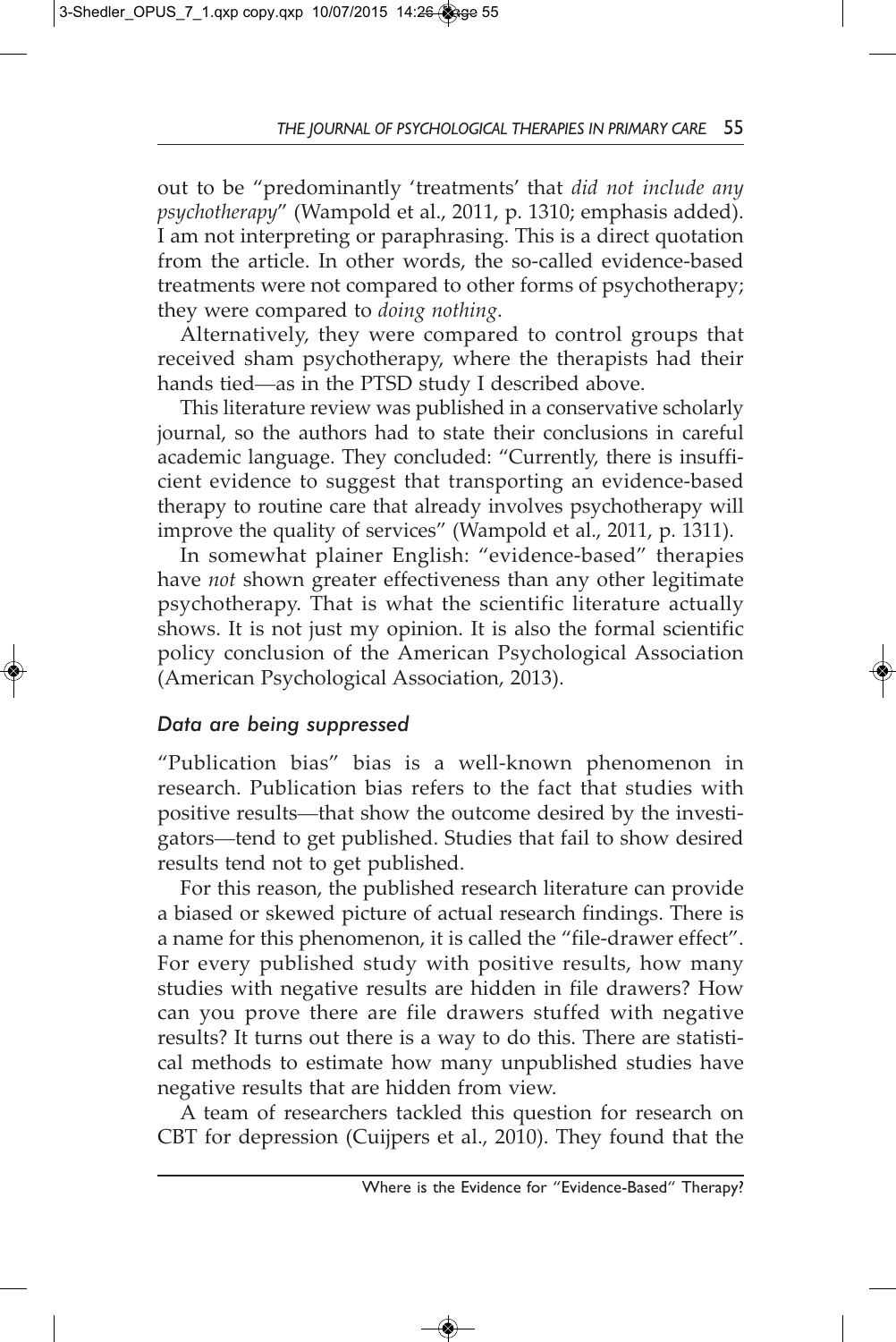out to be "predominantly 'treatments' that *did not include any psychotherapy*" (Wampold et al., 2011, p. 1310; emphasis added). I am not interpreting or paraphrasing. This is a direct quotation from the article. In other words, the so-called evidence-based treatments were not compared to other forms of psychotherapy; they were compared to *doing nothing*.

Alternatively, they were compared to control groups that received sham psychotherapy, where the therapists had their hands tied—as in the PTSD study I described above.

This literature review was published in a conservative scholarly journal, so the authors had to state their conclusions in careful academic language. They concluded: "Currently, there is insufficient evidence to suggest that transporting an evidence-based therapy to routine care that already involves psychotherapy will improve the quality of services" (Wampold et al., 2011, p. 1311).

In somewhat plainer English: "evidence-based" therapies have *not* shown greater effectiveness than any other legitimate psychotherapy. That is what the scientific literature actually shows. It is not just my opinion. It is also the formal scientific policy conclusion of the American Psychological Association (American Psychological Association, 2013).

### *Data are being suppressed*

"Publication bias" bias is a well-known phenomenon in research. Publication bias refers to the fact that studies with positive results—that show the outcome desired by the investigators—tend to get published. Studies that fail to show desired results tend not to get published.

For this reason, the published research literature can provide a biased or skewed picture of actual research findings. There is a name for this phenomenon, it is called the "file-drawer effect". For every published study with positive results, how many studies with negative results are hidden in file drawers? How can you prove there are file drawers stuffed with negative results? It turns out there is a way to do this. There are statistical methods to estimate how many unpublished studies have negative results that are hidden from view.

A team of researchers tackled this question for research on CBT for depression (Cuijpers et al., 2010). They found that the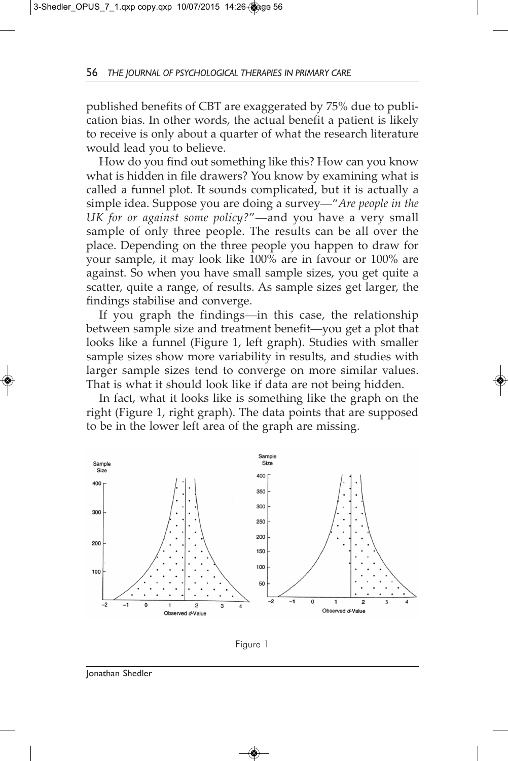published benefits of CBT are exaggerated by 75% due to publication bias. In other words, the actual benefit a patient is likely to receive is only about a quarter of what the research literature would lead you to believe.

How do you find out something like this? How can you know what is hidden in file drawers? You know by examining what is called a funnel plot. It sounds complicated, but it is actually a simple idea. Suppose you are doing a survey—"*Are people in the UK for or against some policy?*"—and you have a very small sample of only three people. The results can be all over the place. Depending on the three people you happen to draw for your sample, it may look like 100% are in favour or 100% are against. So when you have small sample sizes, you get quite a scatter, quite a range, of results. As sample sizes get larger, the findings stabilise and converge.

If you graph the findings—in this case, the relationship between sample size and treatment benefit—you get a plot that looks like a funnel (Figure 1, left graph). Studies with smaller sample sizes show more variability in results, and studies with larger sample sizes tend to converge on more similar values. That is what it should look like if data are not being hidden.

In fact, what it looks like is something like the graph on the right (Figure 1, right graph). The data points that are supposed to be in the lower left area of the graph are missing.

Sample Size
400
300
200
100
−2 −1 0 1 2 3 4
Observed *d*-Value

Sample Size
400
350
300
250
200
150
100
50
−2 −1 0 1 2 3 4
Observed *d*-Value

Figure 1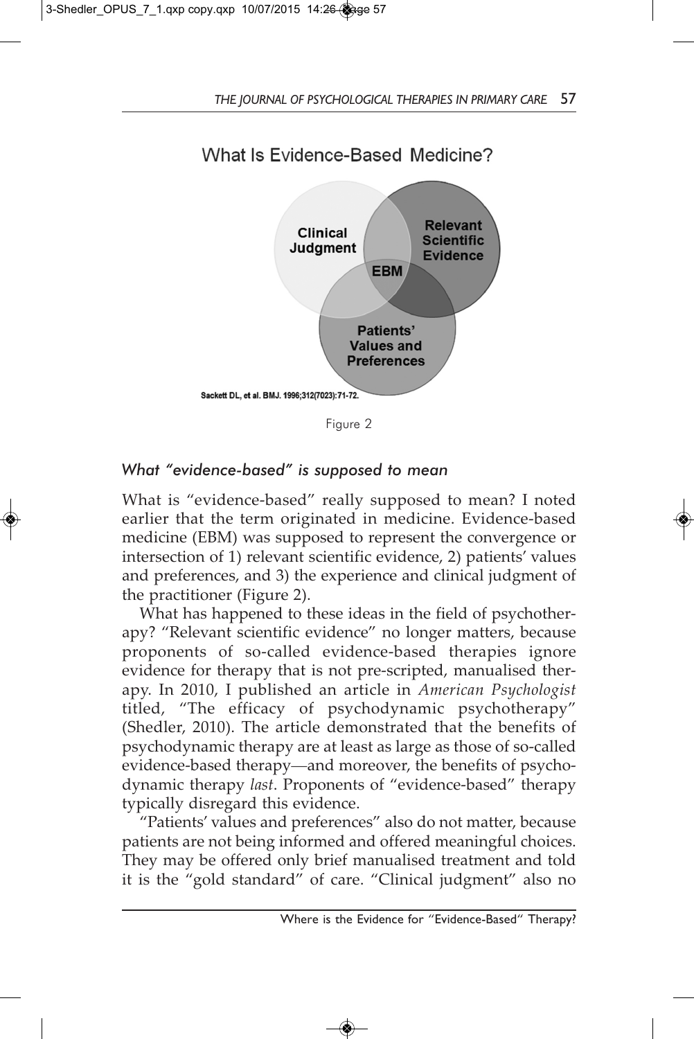What Is Evidence-Based Medicine?

Clinical Judgment

Relevant Scientific Evidence

EBM

Patients' Values and Preferences

Sackett DL, et al. BMJ. 1996;312(7023):71-72.

Figure 2

### *What "evidence-based" is supposed to mean*

What is "evidence-based" really supposed to mean? I noted earlier that the term originated in medicine. Evidence-based medicine (EBM) was supposed to represent the convergence or intersection of 1) relevant scientific evidence, 2) patients' values and preferences, and 3) the experience and clinical judgment of the practitioner (Figure 2).

What has happened to these ideas in the field of psychotherapy? "Relevant scientific evidence" no longer matters, because proponents of so-called evidence-based therapies ignore evidence for therapy that is not pre-scripted, manualised therapy. In 2010, I published an article in *American Psychologist* titled, "The efficacy of psychodynamic psychotherapy" (Shedler, 2010). The article demonstrated that the benefits of psychodynamic therapy are at least as large as those of so-called evidence-based therapy—and moreover, the benefits of psychodynamic therapy *last*. Proponents of "evidence-based" therapy typically disregard this evidence.

"Patients' values and preferences" also do not matter, because patients are not being informed and offered meaningful choices. They may be offered only brief manualised treatment and told it is the "gold standard" of care. "Clinical judgment" also no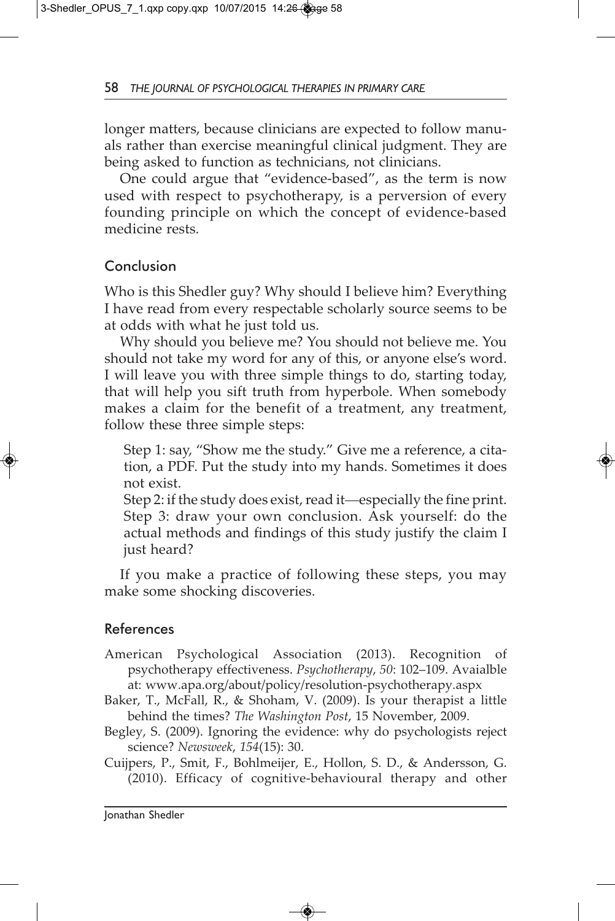longer matters, because clinicians are expected to follow manuals rather than exercise meaningful clinical judgment. They are being asked to function as technicians, not clinicians.

One could argue that "evidence-based", as the term is now used with respect to psychotherapy, is a perversion of every founding principle on which the concept of evidence-based medicine rests.

## Conclusion

Who is this Shedler guy? Why should I believe him? Everything I have read from every respectable scholarly source seems to be at odds with what he just told us.

Why should you believe me? You should not believe me. You should not take my word for any of this, or anyone else's word. I will leave you with three simple things to do, starting today, that will help you sift truth from hyperbole. When somebody makes a claim for the benefit of a treatment, any treatment, follow these three simple steps:

> Step 1: say, "Show me the study." Give me a reference, a citation, a PDF. Put the study into my hands. Sometimes it does not exist.
>
> Step 2: if the study does exist, read it—especially the fine print.
>
> Step 3: draw your own conclusion. Ask yourself: do the actual methods and findings of this study justify the claim I just heard?

If you make a practice of following these steps, you may make some shocking discoveries.

## References

American Psychological Association (2013). Recognition of psychotherapy effectiveness. *Psychotherapy*, *50*: 102–109. Avaialble at: www.apa.org/about/policy/resolution-psychotherapy.aspx

Baker, T., McFall, R., & Shoham, V. (2009). Is your therapist a little behind the times? *The Washington Post*, 15 November, 2009.

Begley, S. (2009). Ignoring the evidence: why do psychologists reject science? *Newsweek*, *154*(15): 30.

Cuijpers, P., Smit, F., Bohlmeijer, E., Hollon, S. D., & Andersson, G. (2010). Efficacy of cognitive-behavioural therapy and other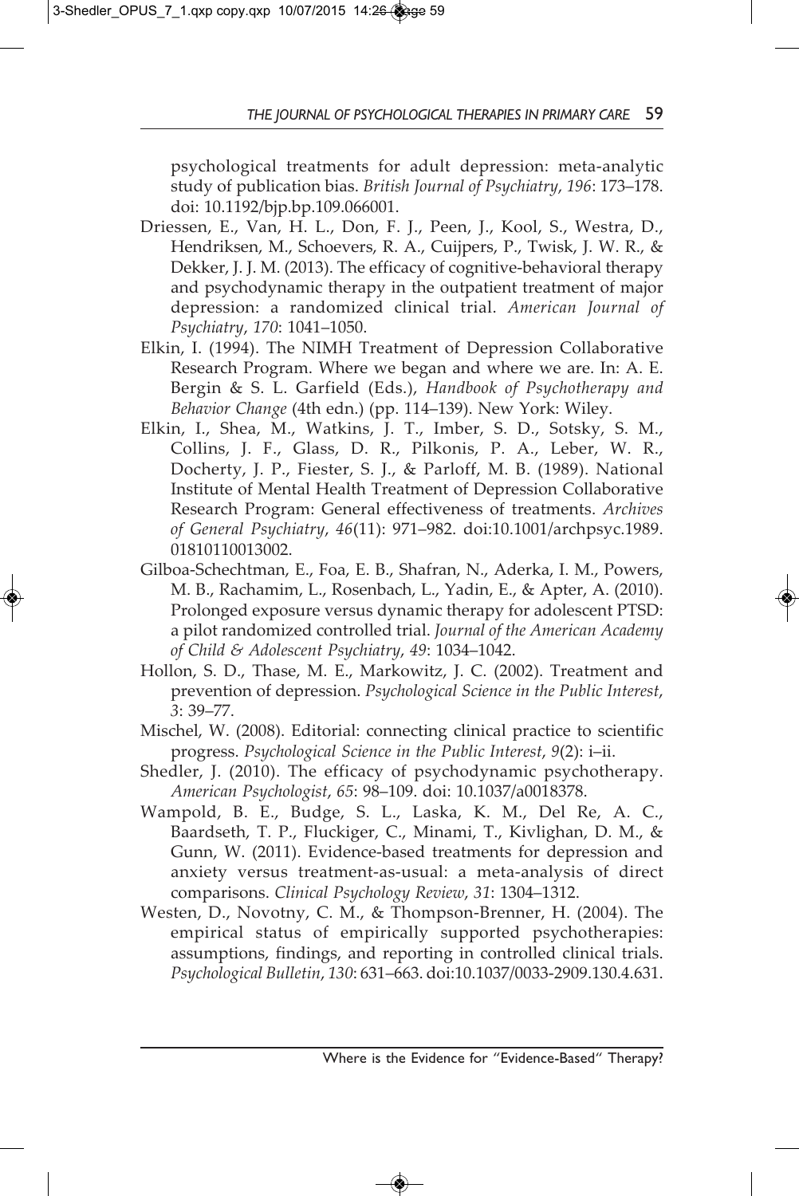psychological treatments for adult depression: meta-analytic study of publication bias. *British Journal of Psychiatry*, *196*: 173–178. doi: 10.1192/bjp.bp.109.066001.

Driessen, E., Van, H. L., Don, F. J., Peen, J., Kool, S., Westra, D., Hendriksen, M., Schoevers, R. A., Cuijpers, P., Twisk, J. W. R., & Dekker, J. J. M. (2013). The efficacy of cognitive-behavioral therapy and psychodynamic therapy in the outpatient treatment of major depression: a randomized clinical trial. *American Journal of Psychiatry*, *170*: 1041–1050.

Elkin, I. (1994). The NIMH Treatment of Depression Collaborative Research Program. Where we began and where we are. In: A. E. Bergin & S. L. Garfield (Eds.), *Handbook of Psychotherapy and Behavior Change* (4th edn.) (pp. 114–139). New York: Wiley.

Elkin, I., Shea, M., Watkins, J. T., Imber, S. D., Sotsky, S. M., Collins, J. F., Glass, D. R., Pilkonis, P. A., Leber, W. R., Docherty, J. P., Fiester, S. J., & Parloff, M. B. (1989). National Institute of Mental Health Treatment of Depression Collaborative Research Program: General effectiveness of treatments. *Archives of General Psychiatry*, *46*(11): 971–982. doi:10.1001/archpsyc.1989.01810110013002.

Gilboa-Schechtman, E., Foa, E. B., Shafran, N., Aderka, I. M., Powers, M. B., Rachamim, L., Rosenbach, L., Yadin, E., & Apter, A. (2010). Prolonged exposure versus dynamic therapy for adolescent PTSD: a pilot randomized controlled trial. *Journal of the American Academy of Child & Adolescent Psychiatry*, *49*: 1034–1042.

Hollon, S. D., Thase, M. E., Markowitz, J. C. (2002). Treatment and prevention of depression. *Psychological Science in the Public Interest*, *3*: 39–77.

Mischel, W. (2008). Editorial: connecting clinical practice to scientific progress. *Psychological Science in the Public Interest*, *9*(2): i–ii.

Shedler, J. (2010). The efficacy of psychodynamic psychotherapy. *American Psychologist*, *65*: 98–109. doi: 10.1037/a0018378.

Wampold, B. E., Budge, S. L., Laska, K. M., Del Re, A. C., Baardseth, T. P., Fluckiger, C., Minami, T., Kivlighan, D. M., & Gunn, W. (2011). Evidence-based treatments for depression and anxiety versus treatment-as-usual: a meta-analysis of direct comparisons. *Clinical Psychology Review*, *31*: 1304–1312.

Westen, D., Novotny, C. M., & Thompson-Brenner, H. (2004). The empirical status of empirically supported psychotherapies: assumptions, findings, and reporting in controlled clinical trials. *Psychological Bulletin*, *130*: 631–663. doi:10.1037/0033-2909.130.4.631.